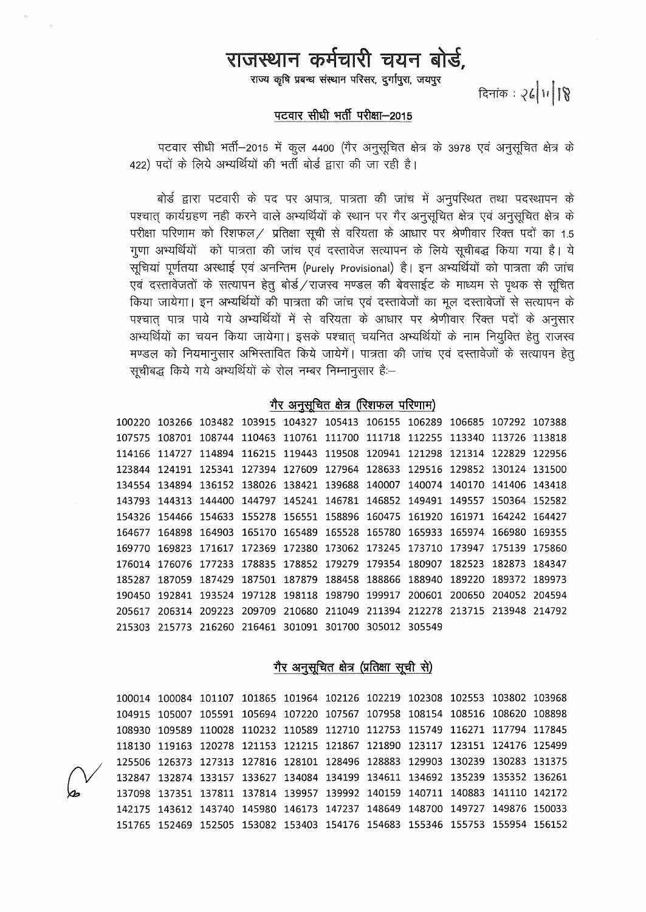# राजस्थान कर्मचारी चयन बोर्ड,

राज्य कृषि प्रबन्ध संस्थान परिसर, दुर्गापुरा, जयपुर

दिनांक : २८|११|१८

## पटवार सीधी भर्ती परीक्षा–2015

पटवार सीधी भर्ती–2015 में कुल 4400 (गैर अनुसूचित क्षेत्र के 3978 एवं अनुसूचित क्षेत्र के 422) पदों के लिये अभ्यर्थियों की भर्ती बोर्ड द्वारा की जा रही है।

बोर्ड द्वारा पटवारी के पद पर अपात्र, पात्रता की जांच में अनुपस्थित तथा पदस्थापन के पश्चात् कार्यग्रहण नही करने वाले अभ्यर्थियों के स्थान पर गैर अनुसूचित क्षेत्र एवं अनुसूचित क्षेत्र के परीक्षा परिणाम को रिशफल/ प्रतिक्षा सूची से वरियता के आधार पर श्रेणीवार रिक्त पदों का 1.5 गुणा अभ्यर्थियों को पात्रता की जांच एवं दस्तावेज सत्यापन के लिये सूचीबद्ध किया गया है। ये सूचियां पूर्णतया अस्थाई एवं अनन्तिम (Purely Provisional) है। इन अभ्यर्थियों को पात्रता की जांच एवं दस्तावेजतों के सत्यापन हेतु बोर्ड/राजस्व मण्डल की बेवसाईट के माध्यम से पृथक से सूचित किया जायेगा। इन अभ्यर्थियों की पात्रता की जांच एवं दस्तावेजों का मूल दस्तावेजों से सत्यापन के पश्चात् पात्र पाये गये अभ्यर्थियों में से वरियता के आधार पर श्रेणीवार रिक्त पदों के अनुसार अभ्यर्थियों का चयन किया जायेगा। इसके पश्चात् चयनित अभ्यर्थियों के नाम नियुक्ति हेतु राजस्व मण्डल को नियमानुसार अभिस्तावित किये जायेगें। पात्रता की जांच एवं दस्तावेजों के सत्यापन हेतु सूचीबद्ध किये गये अभ्यर्थियों के रोल नम्बर निम्नानुसार है:–

### गैर अनुसूचित क्षेत्र (रिशफल परिणाम)

100220 103266 103482 103915 104327 105413 106155 106289 106685 107292 107388
107575 108701 108744 110463 110761 111700 111718 112255 113340 113726 113818
114166 114727 114894 116215 119443 119508 120941 121298 121314 122829 122956
123844 124191 125341 127394 127609 127964 128633 129516 129852 130124 131500
134554 134894 136152 138026 138421 139688 140007 140074 140170 141406 143418
143793 144313 144400 144797 145241 146781 146852 149491 149557 150364 152582
154326 154466 154633 155278 156551 158896 160475 161920 161971 164242 164427
164677 164898 164903 165170 165489 165528 165780 165933 165974 166980 169355
169770 169823 171617 172369 172380 173062 173245 173710 173947 175139 175860
176014 176076 177233 178835 178852 179279 179354 180907 182523 182873 184347
185287 187059 187429 187501 187879 188458 188866 188940 189220 189372 189973
190450 192841 193524 197128 198118 198790 199917 200601 200650 204052 204594
205617 206314 209223 209709 210680 211049 211394 212278 213715 213948 214792
215303 215773 216260 216461 301091 301700 305012 305549

### गैर अनुसूचित क्षेत्र (प्रतिक्षा सूची से)

100014 100084 101107 101865 101964 102126 102219 102308 102553 103802 103968
104915 105007 105591 105694 107220 107567 107958 108154 108516 108620 108898
108930 109589 110028 110232 110589 112710 112753 115749 116271 117794 117845
118130 119163 120278 121153 121215 121867 121890 123117 123151 124176 125499
125506 126373 127313 127816 128101 128496 128883 129903 130239 130283 131375
132847 132874 133157 133627 134084 134199 134611 134692 135239 135352 136261
137098 137351 137811 137814 139957 139992 140159 140711 140883 141110 142172
142175 143612 143740 145980 146173 147237 148649 148700 149727 149876 150033
151765 152469 152505 153082 153403 154176 154683 155346 155753 155954 156152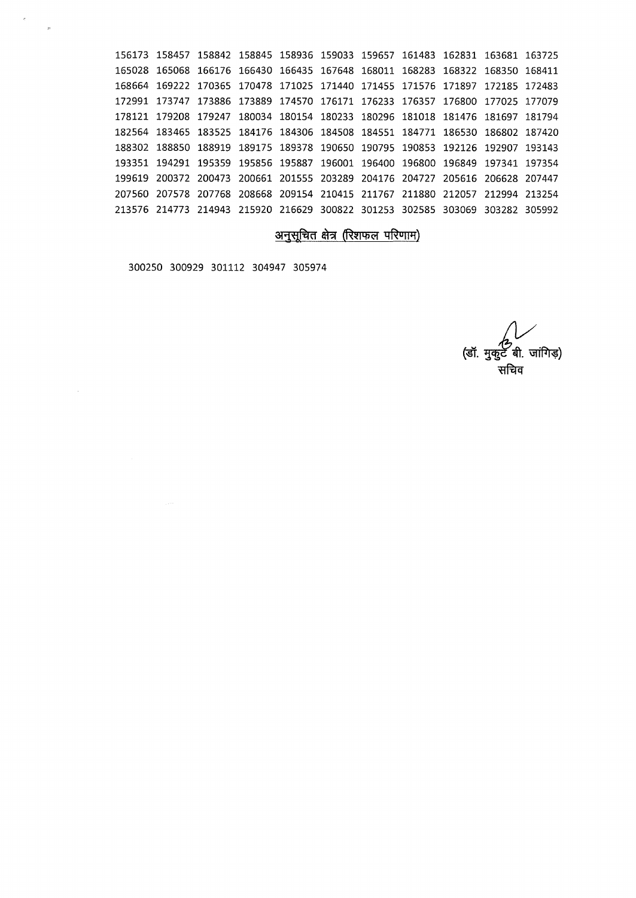156173 158457 158842 158845 158936 159033 159657 161483 162831 163681 163725
165028 165068 166176 166430 166435 167648 168011 168283 168322 168350 168411
168664 169222 170365 170478 171025 171440 171455 171576 171897 172185 172483
172991 173747 173886 173889 174570 176171 176233 176357 176800 177025 177079
178121 179208 179247 180034 180154 180233 180296 181018 181476 181697 181794
182564 183465 183525 184176 184306 184508 184551 184771 186530 186802 187420
188302 188850 188919 189175 189378 190650 190795 190853 192126 192907 193143
193351 194291 195359 195856 195887 196001 196400 196800 196849 197341 197354
199619 200372 200473 200661 201555 203289 204176 204727 205616 206628 207447
207560 207578 207768 208668 209154 210415 211767 211880 212057 212994 213254
213576 214773 214943 215920 216629 300822 301253 302585 303069 303282 305992

## अनुसूचित क्षेत्र (रिशफल परिणाम)

300250 300929 301112 304947 305974

(डॉ. मुकुट बी. जांगिड़)
सचिव